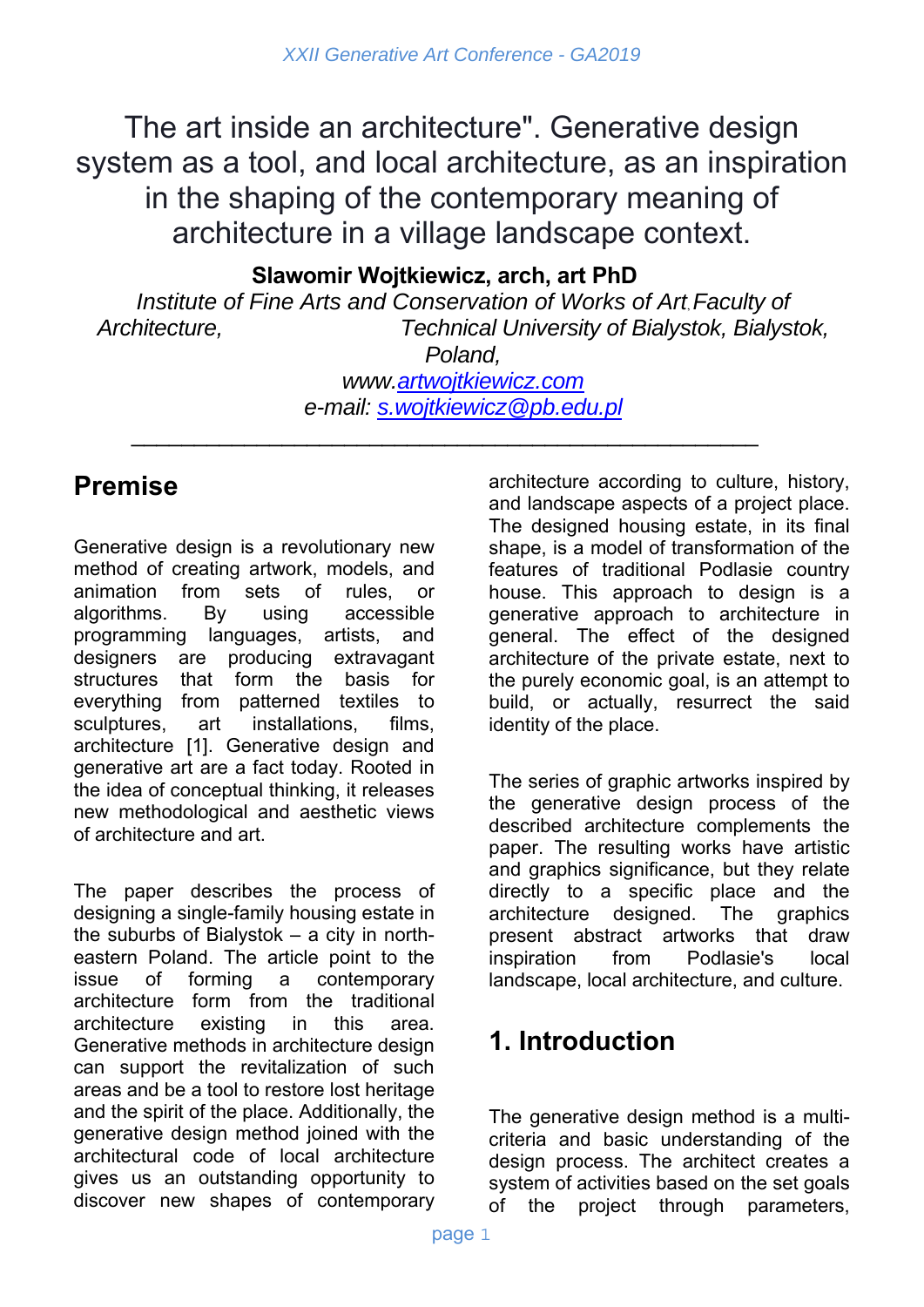# The art inside an architecture". Generative design system as a tool, and local architecture, as an inspiration in the shaping of the contemporary meaning of architecture in a village landscape context.

**Slawomir Wojtkiewicz, arch, art PhD**

*Institute of Fine Arts and Conservation of Works of Art, Faculty of Architecture, Technical University of Bialystok, Bialystok, Poland,*

*www.artwojtkiewicz.com*

*e-mail: s.wojtkiewicz@pb.edu.pl*

---

## Premise

Generative design is a revolutionary new method of creating artwork, models, and animation from sets of rules, or algorithms. By using accessible programming languages, artists, and designers are producing extravagant structures that form the basis for everything from patterned textiles to sculptures, art installations, films, architecture [1]. Generative design and generative art are a fact today. Rooted in the idea of conceptual thinking, it releases new methodological and aesthetic views of architecture and art.

The paper describes the process of designing a single-family housing estate in the suburbs of Bialystok – a city in north-eastern Poland. The article point to the issue of forming a contemporary architecture form from the traditional architecture existing in this area. Generative methods in architecture design can support the revitalization of such areas and be a tool to restore lost heritage and the spirit of the place. Additionally, the generative design method joined with the architectural code of local architecture gives us an outstanding opportunity to discover new shapes of contemporary architecture according to culture, history, and landscape aspects of a project place. The designed housing estate, in its final shape, is a model of transformation of the features of traditional Podlasie country house. This approach to design is a generative approach to architecture in general. The effect of the designed architecture of the private estate, next to the purely economic goal, is an attempt to build, or actually, resurrect the said identity of the place.

The series of graphic artworks inspired by the generative design process of the described architecture complements the paper. The resulting works have artistic and graphics significance, but they relate directly to a specific place and the architecture designed. The graphics present abstract artworks that draw inspiration from Podlasie's local landscape, local architecture, and culture.

## 1. Introduction

The generative design method is a multi-criteria and basic understanding of the design process. The architect creates a system of activities based on the set goals of the project through parameters,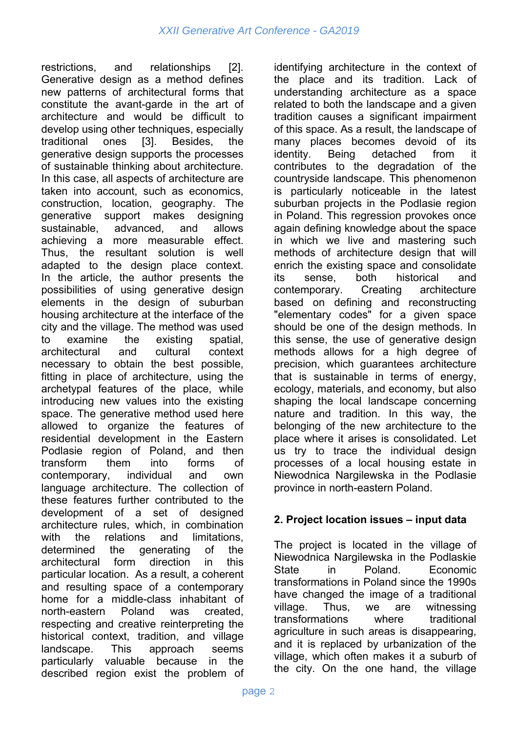restrictions, and relationships [2]. Generative design as a method defines new patterns of architectural forms that constitute the avant-garde in the art of architecture and would be difficult to develop using other techniques, especially traditional ones [3]. Besides, the generative design supports the processes of sustainable thinking about architecture. In this case, all aspects of architecture are taken into account, such as economics, construction, location, geography. The generative support makes designing sustainable, advanced, and allows achieving a more measurable effect. Thus, the resultant solution is well adapted to the design place context. In the article, the author presents the possibilities of using generative design elements in the design of suburban housing architecture at the interface of the city and the village. The method was used to examine the existing spatial, architectural and cultural context necessary to obtain the best possible, fitting in place of architecture, using the archetypal features of the place, while introducing new values into the existing space. The generative method used here allowed to organize the features of residential development in the Eastern Podlasie region of Poland, and then transform them into forms of contemporary, individual and own language architecture. The collection of these features further contributed to the development of a set of designed architecture rules, which, in combination with the relations and limitations, determined the generating of the architectural form direction in this particular location. As a result, a coherent and resulting space of a contemporary home for a middle-class inhabitant of north-eastern Poland was created, respecting and creative reinterpreting the historical context, tradition, and village landscape. This approach seems particularly valuable because in the described region exist the problem of identifying architecture in the context of the place and its tradition. Lack of understanding architecture as a space related to both the landscape and a given tradition causes a significant impairment of this space. As a result, the landscape of many places becomes devoid of its identity. Being detached from it contributes to the degradation of the countryside landscape. This phenomenon is particularly noticeable in the latest suburban projects in the Podlasie region in Poland. This regression provokes once again defining knowledge about the space in which we live and mastering such methods of architecture design that will enrich the existing space and consolidate its sense, both historical and contemporary. Creating architecture based on defining and reconstructing "elementary codes" for a given space should be one of the design methods. In this sense, the use of generative design methods allows for a high degree of precision, which guarantees architecture that is sustainable in terms of energy, ecology, materials, and economy, but also shaping the local landscape concerning nature and tradition. In this way, the belonging of the new architecture to the place where it arises is consolidated. Let us try to trace the individual design processes of a local housing estate in Niewodnica Nargilewska in the Podlasie province in north-eastern Poland.

## 2. Project location issues – input data

The project is located in the village of Niewodnica Nargilewska in the Podlaskie State in Poland. Economic transformations in Poland since the 1990s have changed the image of a traditional village. Thus, we are witnessing transformations where traditional agriculture in such areas is disappearing, and it is replaced by urbanization of the village, which often makes it a suburb of the city. On the one hand, the village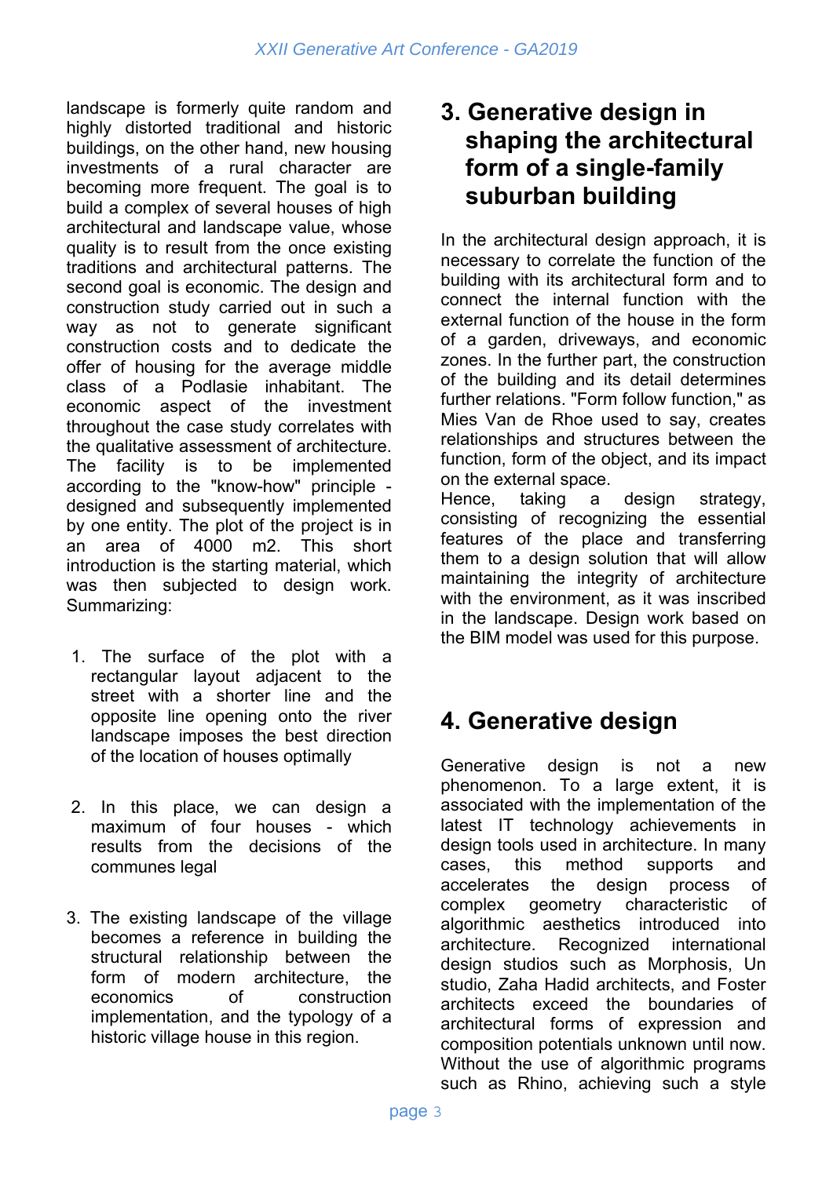landscape is formerly quite random and highly distorted traditional and historic buildings, on the other hand, new housing investments of a rural character are becoming more frequent. The goal is to build a complex of several houses of high architectural and landscape value, whose quality is to result from the once existing traditions and architectural patterns. The second goal is economic. The design and construction study carried out in such a way as not to generate significant construction costs and to dedicate the offer of housing for the average middle class of a Podlasie inhabitant. The economic aspect of the investment throughout the case study correlates with the qualitative assessment of architecture. The facility is to be implemented according to the "know-how" principle - designed and subsequently implemented by one entity. The plot of the project is in an area of 4000 m2. This short introduction is the starting material, which was then subjected to design work. Summarizing:

1. The surface of the plot with a rectangular layout adjacent to the street with a shorter line and the opposite line opening onto the river landscape imposes the best direction of the location of houses optimally

2. In this place, we can design a maximum of four houses - which results from the decisions of the communes legal

3. The existing landscape of the village becomes a reference in building the structural relationship between the form of modern architecture, the economics of construction implementation, and the typology of a historic village house in this region.

# 3. Generative design in shaping the architectural form of a single-family suburban building

In the architectural design approach, it is necessary to correlate the function of the building with its architectural form and to connect the internal function with the external function of the house in the form of a garden, driveways, and economic zones. In the further part, the construction of the building and its detail determines further relations. "Form follow function," as Mies Van de Rhoe used to say, creates relationships and structures between the function, form of the object, and its impact on the external space.
Hence, taking a design strategy, consisting of recognizing the essential features of the place and transferring them to a design solution that will allow maintaining the integrity of architecture with the environment, as it was inscribed in the landscape. Design work based on the BIM model was used for this purpose.

# 4. Generative design

Generative design is not a new phenomenon. To a large extent, it is associated with the implementation of the latest IT technology achievements in design tools used in architecture. In many cases, this method supports and accelerates the design process of complex geometry characteristic of algorithmic aesthetics introduced into architecture. Recognized international design studios such as Morphosis, Un studio, Zaha Hadid architects, and Foster architects exceed the boundaries of architectural forms of expression and composition potentials unknown until now. Without the use of algorithmic programs such as Rhino, achieving such a style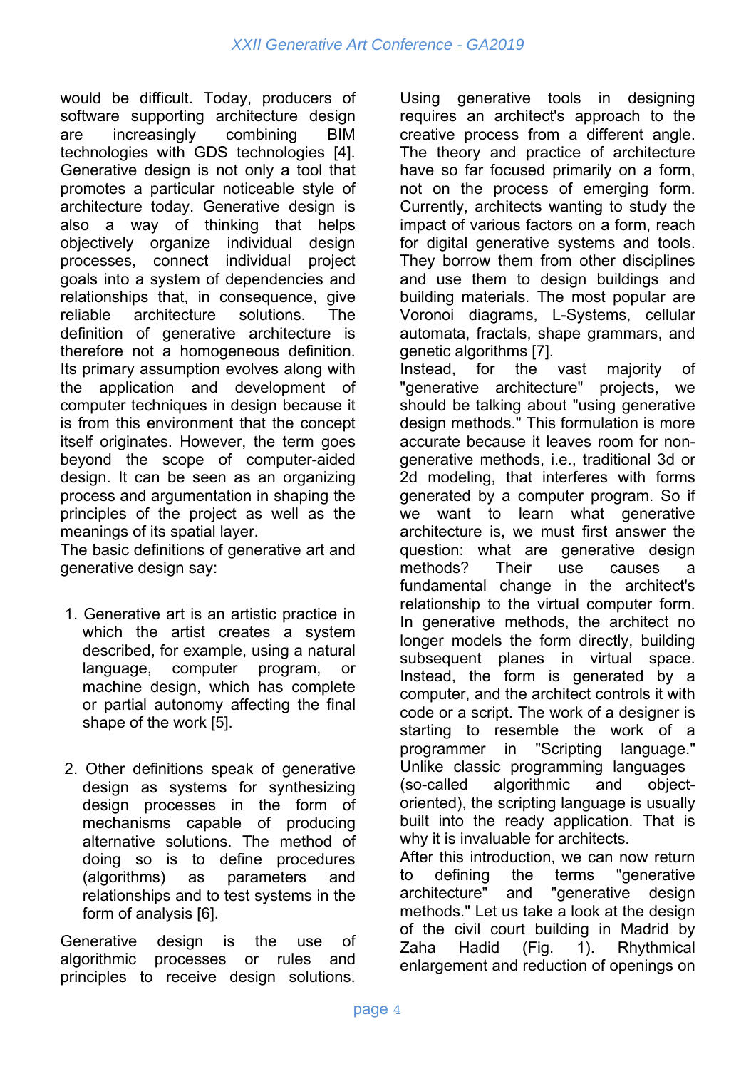would be difficult. Today, producers of software supporting architecture design are increasingly combining BIM technologies with GDS technologies [4]. Generative design is not only a tool that promotes a particular noticeable style of architecture today. Generative design is also a way of thinking that helps objectively organize individual design processes, connect individual project goals into a system of dependencies and relationships that, in consequence, give reliable architecture solutions. The definition of generative architecture is therefore not a homogeneous definition. Its primary assumption evolves along with the application and development of computer techniques in design because it is from this environment that the concept itself originates. However, the term goes beyond the scope of computer-aided design. It can be seen as an organizing process and argumentation in shaping the principles of the project as well as the meanings of its spatial layer.

The basic definitions of generative art and generative design say:

1. Generative art is an artistic practice in which the artist creates a system described, for example, using a natural language, computer program, or machine design, which has complete or partial autonomy affecting the final shape of the work [5].

2. Other definitions speak of generative design as systems for synthesizing design processes in the form of mechanisms capable of producing alternative solutions. The method of doing so is to define procedures (algorithms) as parameters and relationships and to test systems in the form of analysis [6].

Generative design is the use of algorithmic processes or rules and principles to receive design solutions. Using generative tools in designing requires an architect's approach to the creative process from a different angle. The theory and practice of architecture have so far focused primarily on a form, not on the process of emerging form. Currently, architects wanting to study the impact of various factors on a form, reach for digital generative systems and tools. They borrow them from other disciplines and use them to design buildings and building materials. The most popular are Voronoi diagrams, L-Systems, cellular automata, fractals, shape grammars, and genetic algorithms [7].

Instead, for the vast majority of "generative architecture" projects, we should be talking about "using generative design methods." This formulation is more accurate because it leaves room for non-generative methods, i.e., traditional 3d or 2d modeling, that interferes with forms generated by a computer program. So if we want to learn what generative architecture is, we must first answer the question: what are generative design methods? Their use causes a fundamental change in the architect's relationship to the virtual computer form. In generative methods, the architect no longer models the form directly, building subsequent planes in virtual space. Instead, the form is generated by a computer, and the architect controls it with code or a script. The work of a designer is starting to resemble the work of a programmer in "Scripting language." Unlike classic programming languages (so-called algorithmic and object-oriented), the scripting language is usually built into the ready application. That is why it is invaluable for architects.

After this introduction, we can now return to defining the terms "generative architecture" and "generative design methods." Let us take a look at the design of the civil court building in Madrid by Zaha Hadid (Fig. 1). Rhythmical enlargement and reduction of openings on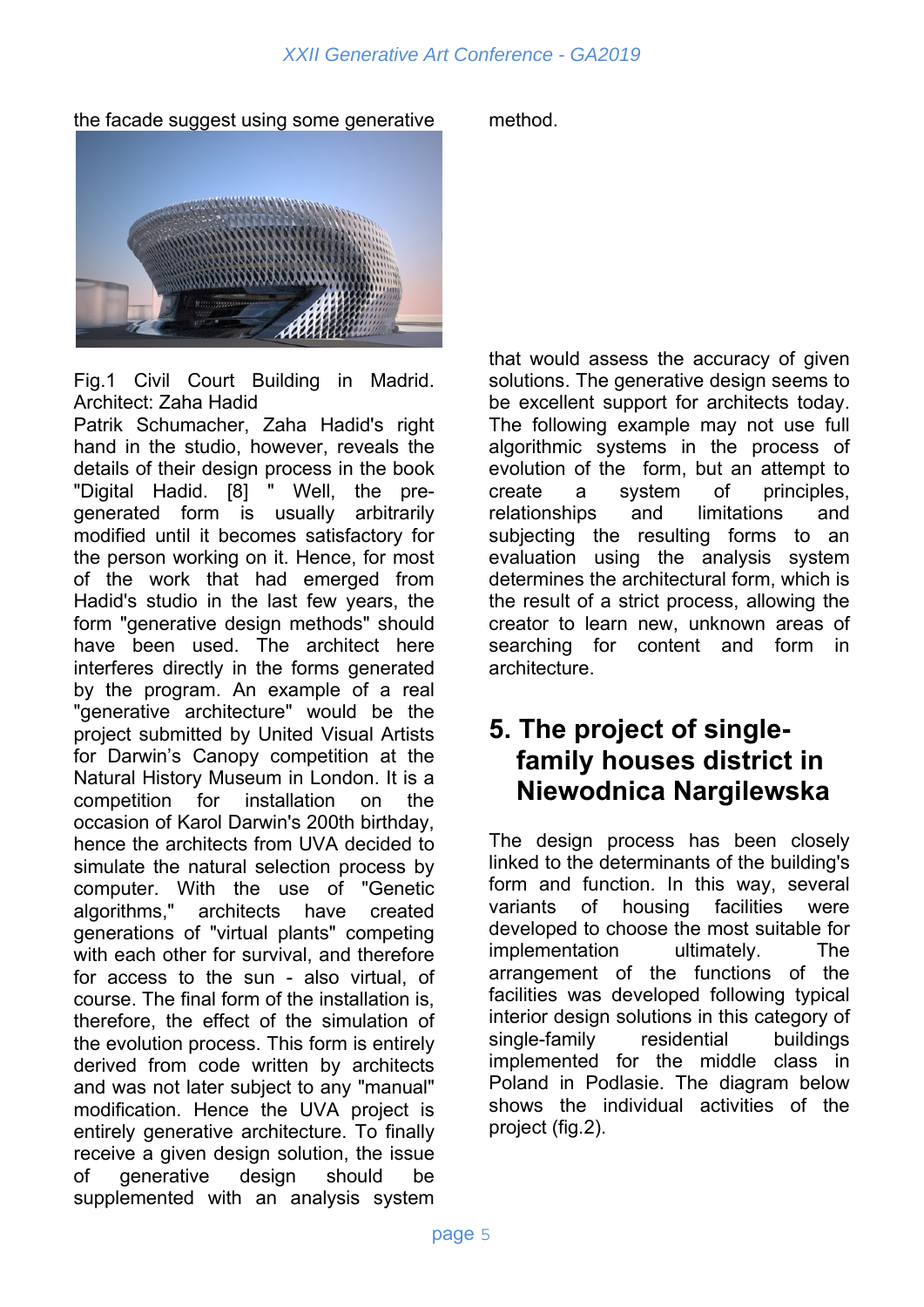the facade suggest using some generative method.

Fig.1 Civil Court Building in Madrid. Architect: Zaha Hadid

Patrik Schumacher, Zaha Hadid's right hand in the studio, however, reveals the details of their design process in the book "Digital Hadid. [8] " Well, the pre-generated form is usually arbitrarily modified until it becomes satisfactory for the person working on it. Hence, for most of the work that had emerged from Hadid's studio in the last few years, the form "generative design methods" should have been used. The architect here interferes directly in the forms generated by the program. An example of a real "generative architecture" would be the project submitted by United Visual Artists for Darwin's Canopy competition at the Natural History Museum in London. It is a competition for installation on the occasion of Karol Darwin's 200th birthday, hence the architects from UVA decided to simulate the natural selection process by computer. With the use of "Genetic algorithms," architects have created generations of "virtual plants" competing with each other for survival, and therefore for access to the sun - also virtual, of course. The final form of the installation is, therefore, the effect of the simulation of the evolution process. This form is entirely derived from code written by architects and was not later subject to any "manual" modification. Hence the UVA project is entirely generative architecture. To finally receive a given design solution, the issue of generative design should be supplemented with an analysis system that would assess the accuracy of given solutions. The generative design seems to be excellent support for architects today. The following example may not use full algorithmic systems in the process of evolution of the form, but an attempt to create a system of principles, relationships and limitations and subjecting the resulting forms to an evaluation using the analysis system determines the architectural form, which is the result of a strict process, allowing the creator to learn new, unknown areas of searching for content and form in architecture.

## 5. The project of single-family houses district in Niewodnica Nargilewska

The design process has been closely linked to the determinants of the building's form and function. In this way, several variants of housing facilities were developed to choose the most suitable for implementation ultimately. The arrangement of the functions of the facilities was developed following typical interior design solutions in this category of single-family residential buildings implemented for the middle class in Poland in Podlasie. The diagram below shows the individual activities of the project (fig.2).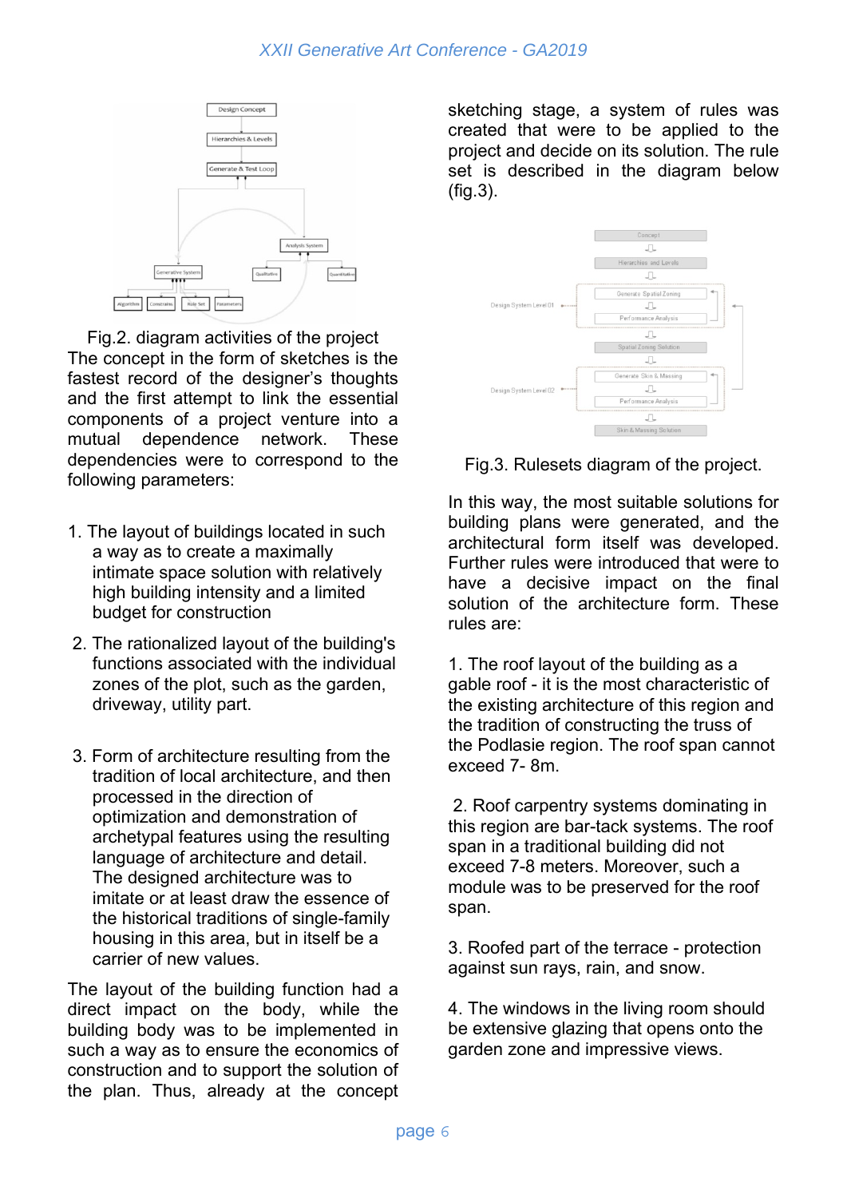Fig.2. diagram activities of the project

The concept in the form of sketches is the fastest record of the designer's thoughts and the first attempt to link the essential components of a project venture into a mutual dependence network. These dependencies were to correspond to the following parameters:

1. The layout of buildings located in such a way as to create a maximally intimate space solution with relatively high building intensity and a limited budget for construction
2. The rationalized layout of the building's functions associated with the individual zones of the plot, such as the garden, driveway, utility part.
3. Form of architecture resulting from the tradition of local architecture, and then processed in the direction of optimization and demonstration of archetypal features using the resulting language of architecture and detail. The designed architecture was to imitate or at least draw the essence of the historical traditions of single-family housing in this area, but in itself be a carrier of new values.

The layout of the building function had a direct impact on the body, while the building body was to be implemented in such a way as to ensure the economics of construction and to support the solution of the plan. Thus, already at the concept sketching stage, a system of rules was created that were to be applied to the project and decide on its solution. The rule set is described in the diagram below (fig.3).

Fig.3. Rulesets diagram of the project.

In this way, the most suitable solutions for building plans were generated, and the architectural form itself was developed. Further rules were introduced that were to have a decisive impact on the final solution of the architecture form. These rules are:

1. The roof layout of the building as a gable roof - it is the most characteristic of the existing architecture of this region and the tradition of constructing the truss of the Podlasie region. The roof span cannot exceed 7- 8m.

2. Roof carpentry systems dominating in this region are bar-tack systems. The roof span in a traditional building did not exceed 7-8 meters. Moreover, such a module was to be preserved for the roof span.

3. Roofed part of the terrace - protection against sun rays, rain, and snow.

4. The windows in the living room should be extensive glazing that opens onto the garden zone and impressive views.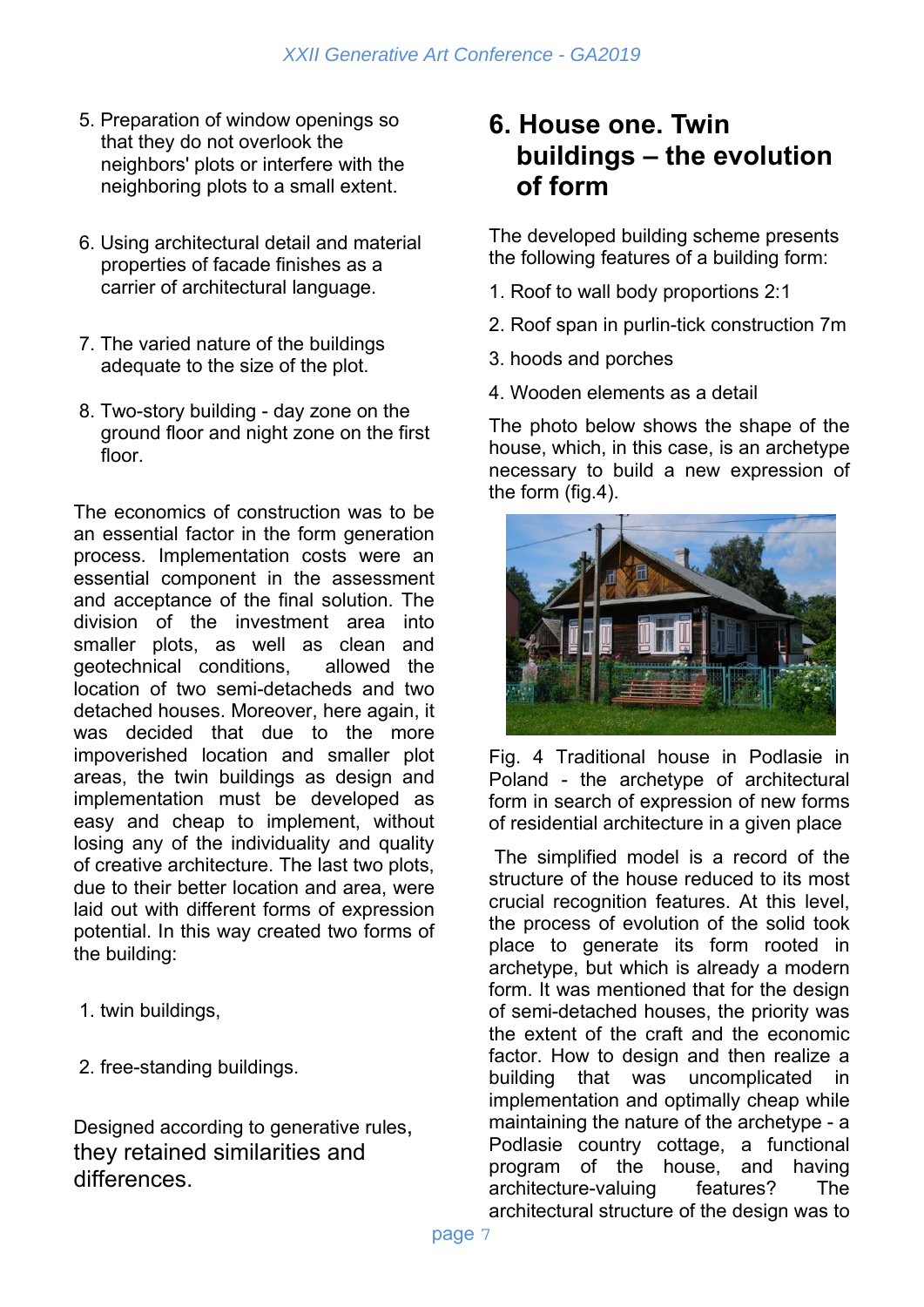5. Preparation of window openings so that they do not overlook the neighbors' plots or interfere with the neighboring plots to a small extent.

6. Using architectural detail and material properties of facade finishes as a carrier of architectural language.

7. The varied nature of the buildings adequate to the size of the plot.

8. Two-story building - day zone on the ground floor and night zone on the first floor.

The economics of construction was to be an essential factor in the form generation process. Implementation costs were an essential component in the assessment and acceptance of the final solution. The division of the investment area into smaller plots, as well as clean and geotechnical conditions, allowed the location of two semi-detacheds and two detached houses. Moreover, here again, it was decided that due to the more impoverished location and smaller plot areas, the twin buildings as design and implementation must be developed as easy and cheap to implement, without losing any of the individuality and quality of creative architecture. The last two plots, due to their better location and area, were laid out with different forms of expression potential. In this way created two forms of the building:

1. twin buildings,

2. free-standing buildings.

Designed according to generative rules, they retained similarities and differences.

## 6. House one. Twin buildings – the evolution of form

The developed building scheme presents the following features of a building form:

1. Roof to wall body proportions 2:1
2. Roof span in purlin-tick construction 7m
3. hoods and porches
4. Wooden elements as a detail

The photo below shows the shape of the house, which, in this case, is an archetype necessary to build a new expression of the form (fig.4).

Fig. 4 Traditional house in Podlasie in Poland - the archetype of architectural form in search of expression of new forms of residential architecture in a given place

The simplified model is a record of the structure of the house reduced to its most crucial recognition features. At this level, the process of evolution of the solid took place to generate its form rooted in archetype, but which is already a modern form. It was mentioned that for the design of semi-detached houses, the priority was the extent of the craft and the economic factor. How to design and then realize a building that was uncomplicated in implementation and optimally cheap while maintaining the nature of the archetype - a Podlasie country cottage, a functional program of the house, and having architecture-valuing features? The architectural structure of the design was to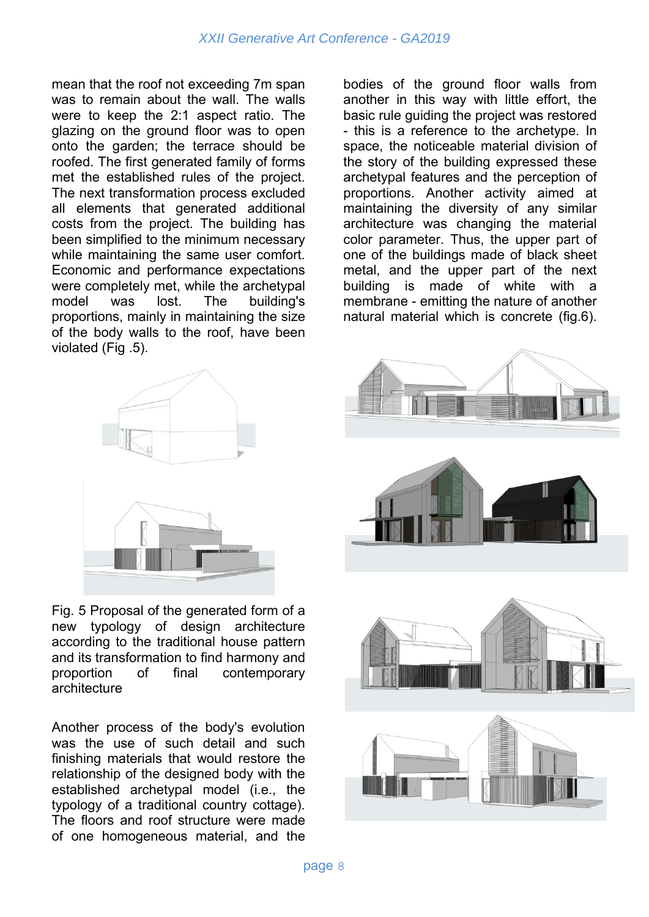mean that the roof not exceeding 7m span was to remain about the wall. The walls were to keep the 2:1 aspect ratio. The glazing on the ground floor was to open onto the garden; the terrace should be roofed. The first generated family of forms met the established rules of the project. The next transformation process excluded all elements that generated additional costs from the project. The building has been simplified to the minimum necessary while maintaining the same user comfort. Economic and performance expectations were completely met, while the archetypal model was lost. The building's proportions, mainly in maintaining the size of the body walls to the roof, have been violated (Fig .5).

Fig. 5 Proposal of the generated form of a new typology of design architecture according to the traditional house pattern and its transformation to find harmony and proportion of final contemporary architecture

Another process of the body's evolution was the use of such detail and such finishing materials that would restore the relationship of the designed body with the established archetypal model (i.e., the typology of a traditional country cottage). The floors and roof structure were made of one homogeneous material, and the bodies of the ground floor walls from another in this way with little effort, the basic rule guiding the project was restored - this is a reference to the archetype. In space, the noticeable material division of the story of the building expressed these archetypal features and the perception of proportions. Another activity aimed at maintaining the diversity of any similar architecture was changing the material color parameter. Thus, the upper part of one of the buildings made of black sheet metal, and the upper part of the next building is made of white with a membrane - emitting the nature of another natural material which is concrete (fig.6).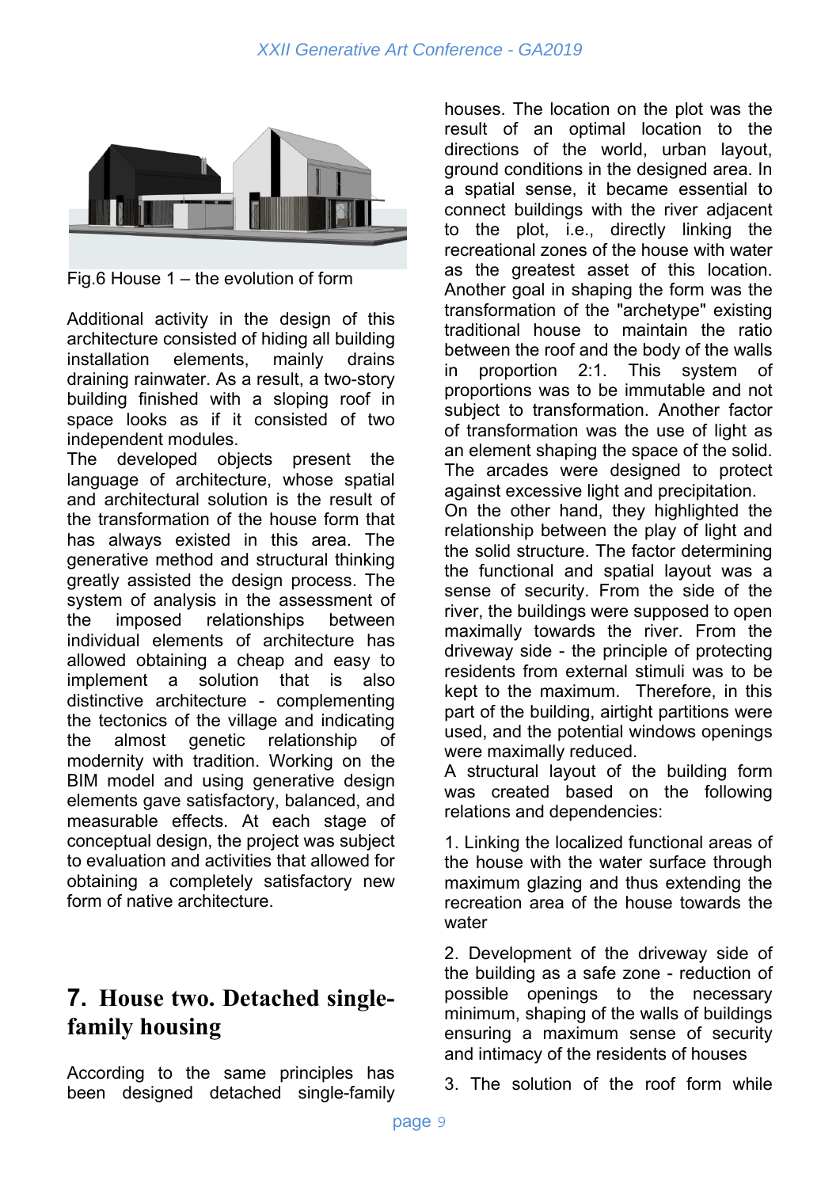Fig.6 House 1 – the evolution of form

Additional activity in the design of this architecture consisted of hiding all building installation elements, mainly drains draining rainwater. As a result, a two-story building finished with a sloping roof in space looks as if it consisted of two independent modules.

The developed objects present the language of architecture, whose spatial and architectural solution is the result of the transformation of the house form that has always existed in this area. The generative method and structural thinking greatly assisted the design process. The system of analysis in the assessment of the imposed relationships between individual elements of architecture has allowed obtaining a cheap and easy to implement a solution that is also distinctive architecture - complementing the tectonics of the village and indicating the almost genetic relationship of modernity with tradition. Working on the BIM model and using generative design elements gave satisfactory, balanced, and measurable effects. At each stage of conceptual design, the project was subject to evaluation and activities that allowed for obtaining a completely satisfactory new form of native architecture.

## 7. House two. Detached single-family housing

According to the same principles has been designed detached single-family houses. The location on the plot was the result of an optimal location to the directions of the world, urban layout, ground conditions in the designed area. In a spatial sense, it became essential to connect buildings with the river adjacent to the plot, i.e., directly linking the recreational zones of the house with water as the greatest asset of this location. Another goal in shaping the form was the transformation of the "archetype" existing traditional house to maintain the ratio between the roof and the body of the walls in proportion 2:1. This system of proportions was to be immutable and not subject to transformation. Another factor of transformation was the use of light as an element shaping the space of the solid. The arcades were designed to protect against excessive light and precipitation.

On the other hand, they highlighted the relationship between the play of light and the solid structure. The factor determining the functional and spatial layout was a sense of security. From the side of the river, the buildings were supposed to open maximally towards the river. From the driveway side - the principle of protecting residents from external stimuli was to be kept to the maximum. Therefore, in this part of the building, airtight partitions were used, and the potential windows openings were maximally reduced.

A structural layout of the building form was created based on the following relations and dependencies:

1. Linking the localized functional areas of the house with the water surface through maximum glazing and thus extending the recreation area of the house towards the water

2. Development of the driveway side of the building as a safe zone - reduction of possible openings to the necessary minimum, shaping of the walls of buildings ensuring a maximum sense of security and intimacy of the residents of houses

3. The solution of the roof form while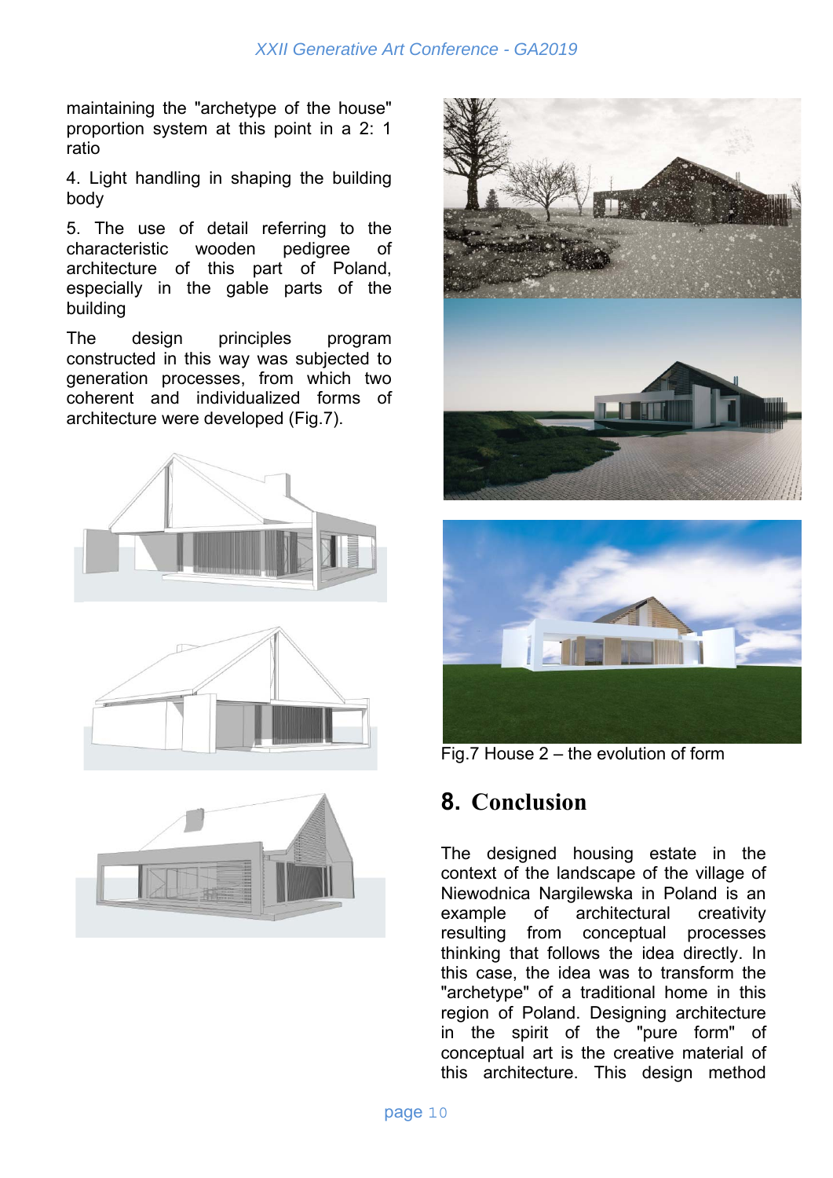maintaining the "archetype of the house" proportion system at this point in a 2: 1 ratio

4. Light handling in shaping the building body

5. The use of detail referring to the characteristic wooden pedigree of architecture of this part of Poland, especially in the gable parts of the building

The design principles program constructed in this way was subjected to generation processes, from which two coherent and individualized forms of architecture were developed (Fig.7).

Fig.7 House 2 – the evolution of form

## 8. Conclusion

The designed housing estate in the context of the landscape of the village of Niewodnica Nargilewska in Poland is an example of architectural creativity resulting from conceptual processes thinking that follows the idea directly. In this case, the idea was to transform the "archetype" of a traditional home in this region of Poland. Designing architecture in the spirit of the "pure form" of conceptual art is the creative material of this architecture. This design method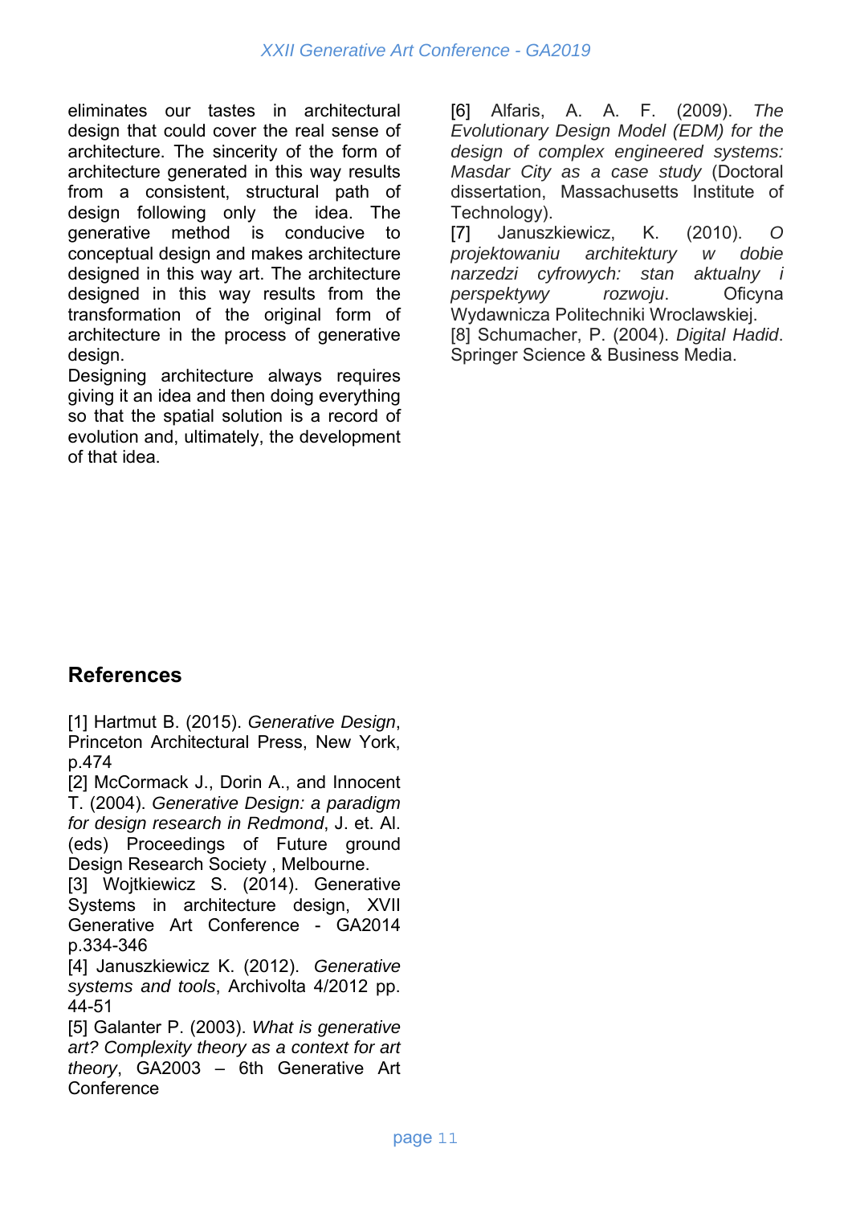eliminates our tastes in architectural design that could cover the real sense of architecture. The sincerity of the form of architecture generated in this way results from a consistent, structural path of design following only the idea. The generative method is conducive to conceptual design and makes architecture designed in this way art. The architecture designed in this way results from the transformation of the original form of architecture in the process of generative design.

Designing architecture always requires giving it an idea and then doing everything so that the spatial solution is a record of evolution and, ultimately, the development of that idea.

## References

[1] Hartmut B. (2015). *Generative Design*, Princeton Architectural Press, New York, p.474

[2] McCormack J., Dorin A., and Innocent T. (2004). *Generative Design: a paradigm for design research in Redmond*, J. et. Al. (eds) Proceedings of Future ground Design Research Society , Melbourne.

[3] Wojtkiewicz S. (2014). Generative Systems in architecture design, XVII Generative Art Conference - GA2014 p.334-346

[4] Januszkiewicz K. (2012). *Generative systems and tools*, Archivolta 4/2012 pp. 44-51

[5] Galanter P. (2003). *What is generative art? Complexity theory as a context for art theory*, GA2003 – 6th Generative Art Conference

[6] Alfaris, A. A. F. (2009). *The Evolutionary Design Model (EDM) for the design of complex engineered systems: Masdar City as a case study* (Doctoral dissertation, Massachusetts Institute of Technology).

[7] Januszkiewicz, K. (2010). *O projektowaniu architektury w dobie narzedzi cyfrowych: stan aktualny i perspektywy rozwoju*. Oficyna Wydawnicza Politechniki Wroclawskiej.

[8] Schumacher, P. (2004). *Digital Hadid*. Springer Science & Business Media.